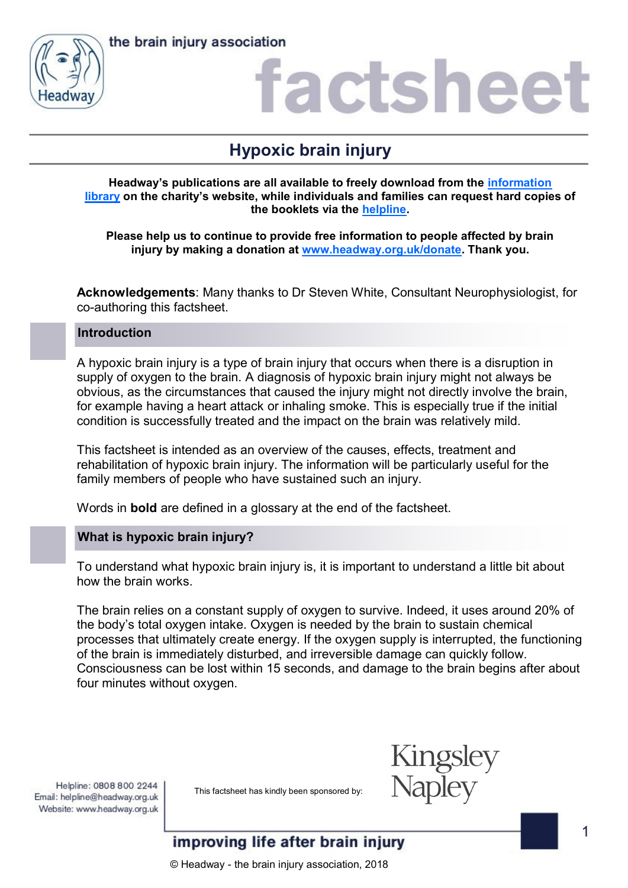# Hypoxic brain injury

**Headway's publications are all available to freely download from the information library on the charity's website, while individuals and families can request hard copies of the booklets via the helpline.**

**Please help us to continue to provide free information to people affected by brain injury by making a donation at www.headway.org.uk/donate. Thank you.**

**Acknowledgements**: Many thanks to Dr Steven White, Consultant Neurophysiologist, for co-authoring this factsheet.

## Introduction

A hypoxic brain injury is a type of brain injury that occurs when there is a disruption in supply of oxygen to the brain. A diagnosis of hypoxic brain injury might not always be obvious, as the circumstances that caused the injury might not directly involve the brain, for example having a heart attack or inhaling smoke. This is especially true if the initial condition is successfully treated and the impact on the brain was relatively mild.

This factsheet is intended as an overview of the causes, effects, treatment and rehabilitation of hypoxic brain injury. The information will be particularly useful for the family members of people who have sustained such an injury.

Words in **bold** are defined in a glossary at the end of the factsheet.

## What is hypoxic brain injury?

To understand what hypoxic brain injury is, it is important to understand a little bit about how the brain works.

The brain relies on a constant supply of oxygen to survive. Indeed, it uses around 20% of the body's total oxygen intake. Oxygen is needed by the brain to sustain chemical processes that ultimately create energy. If the oxygen supply is interrupted, the functioning of the brain is immediately disturbed, and irreversible damage can quickly follow. Consciousness can be lost within 15 seconds, and damage to the brain begins after about four minutes without oxygen.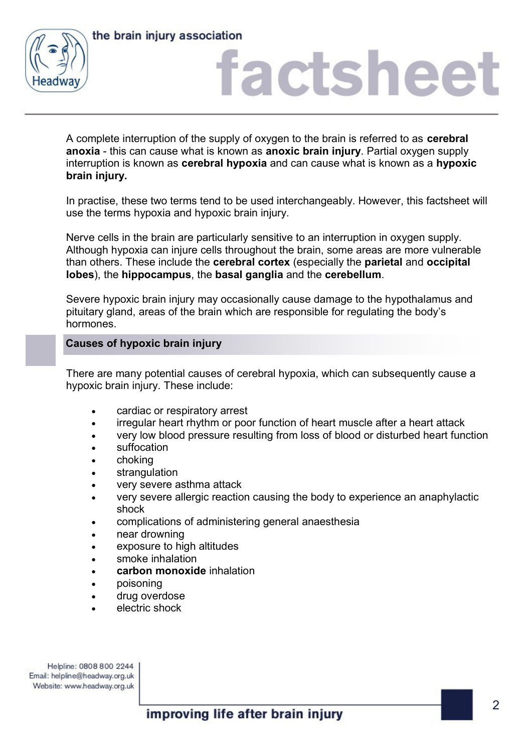A complete interruption of the supply of oxygen to the brain is referred to as **cerebral anoxia** - this can cause what is known as **anoxic brain injury**. Partial oxygen supply interruption is known as **cerebral hypoxia** and can cause what is known as a **hypoxic brain injury.**

In practise, these two terms tend to be used interchangeably. However, this factsheet will use the terms hypoxia and hypoxic brain injury.

Nerve cells in the brain are particularly sensitive to an interruption in oxygen supply. Although hypoxia can injure cells throughout the brain, some areas are more vulnerable than others. These include the **cerebral cortex** (especially the **parietal** and **occipital lobes**), the **hippocampus**, the **basal ganglia** and the **cerebellum**.

Severe hypoxic brain injury may occasionally cause damage to the hypothalamus and pituitary gland, areas of the brain which are responsible for regulating the body's hormones.

## Causes of hypoxic brain injury

There are many potential causes of cerebral hypoxia, which can subsequently cause a hypoxic brain injury. These include:

- cardiac or respiratory arrest
- irregular heart rhythm or poor function of heart muscle after a heart attack
- very low blood pressure resulting from loss of blood or disturbed heart function
- suffocation
- choking
- strangulation
- very severe asthma attack
- very severe allergic reaction causing the body to experience an anaphylactic shock
- complications of administering general anaesthesia
- near drowning
- exposure to high altitudes
- smoke inhalation
- **carbon monoxide** inhalation
- poisoning
- drug overdose
- electric shock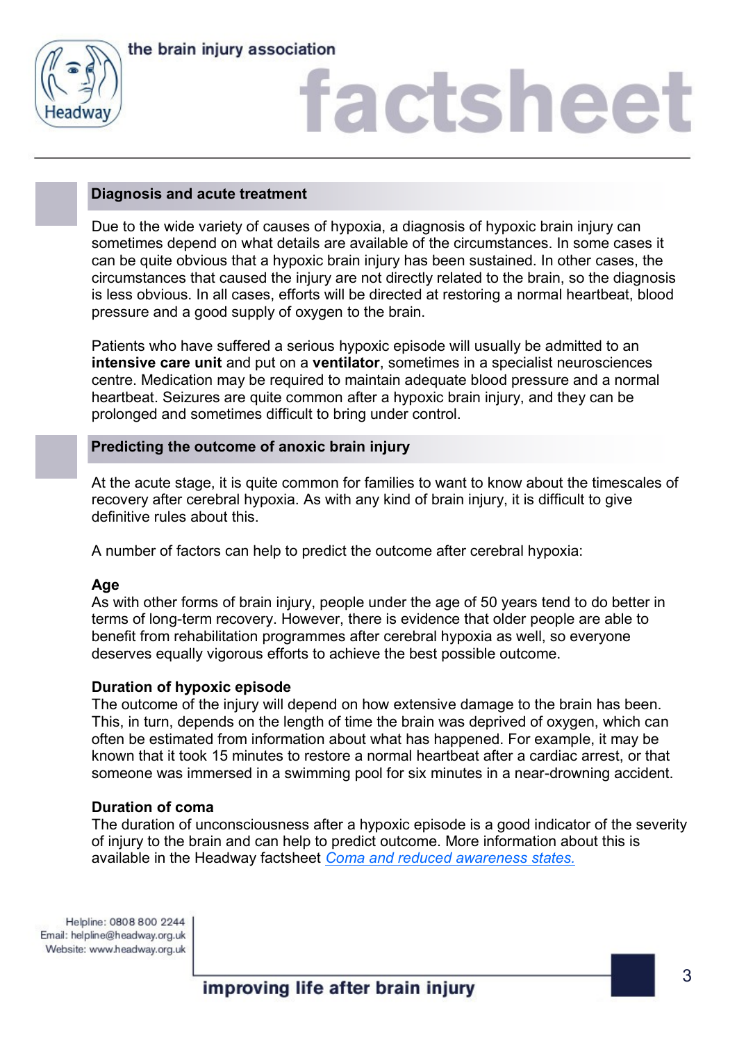## Diagnosis and acute treatment

Due to the wide variety of causes of hypoxia, a diagnosis of hypoxic brain injury can sometimes depend on what details are available of the circumstances. In some cases it can be quite obvious that a hypoxic brain injury has been sustained. In other cases, the circumstances that caused the injury are not directly related to the brain, so the diagnosis is less obvious. In all cases, efforts will be directed at restoring a normal heartbeat, blood pressure and a good supply of oxygen to the brain.

Patients who have suffered a serious hypoxic episode will usually be admitted to an **intensive care unit** and put on a **ventilator**, sometimes in a specialist neurosciences centre. Medication may be required to maintain adequate blood pressure and a normal heartbeat. Seizures are quite common after a hypoxic brain injury, and they can be prolonged and sometimes difficult to bring under control.

## Predicting the outcome of anoxic brain injury

At the acute stage, it is quite common for families to want to know about the timescales of recovery after cerebral hypoxia. As with any kind of brain injury, it is difficult to give definitive rules about this.

A number of factors can help to predict the outcome after cerebral hypoxia:

### Age

As with other forms of brain injury, people under the age of 50 years tend to do better in terms of long-term recovery. However, there is evidence that older people are able to benefit from rehabilitation programmes after cerebral hypoxia as well, so everyone deserves equally vigorous efforts to achieve the best possible outcome.

### Duration of hypoxic episode

The outcome of the injury will depend on how extensive damage to the brain has been. This, in turn, depends on the length of time the brain was deprived of oxygen, which can often be estimated from information about what has happened. For example, it may be known that it took 15 minutes to restore a normal heartbeat after a cardiac arrest, or that someone was immersed in a swimming pool for six minutes in a near-drowning accident.

### Duration of coma

The duration of unconsciousness after a hypoxic episode is a good indicator of the severity of injury to the brain and can help to predict outcome. More information about this is available in the Headway factsheet *Coma and reduced awareness states.*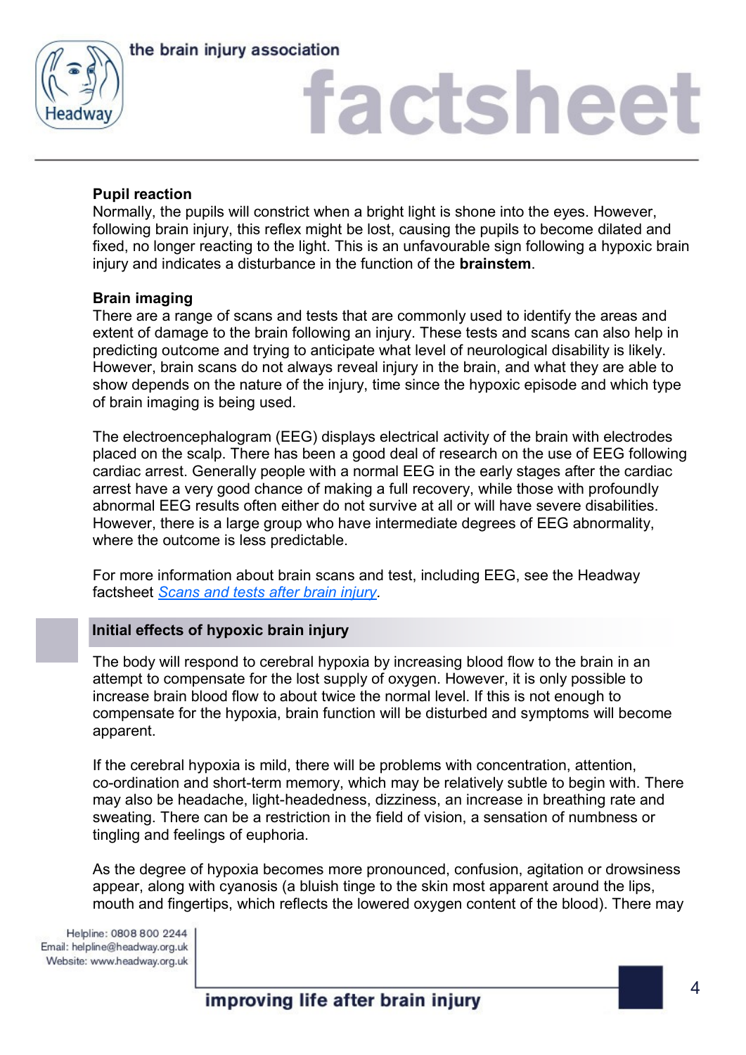### Pupil reaction

Normally, the pupils will constrict when a bright light is shone into the eyes. However, following brain injury, this reflex might be lost, causing the pupils to become dilated and fixed, no longer reacting to the light. This is an unfavourable sign following a hypoxic brain injury and indicates a disturbance in the function of the **brainstem**.

### Brain imaging

There are a range of scans and tests that are commonly used to identify the areas and extent of damage to the brain following an injury. These tests and scans can also help in predicting outcome and trying to anticipate what level of neurological disability is likely. However, brain scans do not always reveal injury in the brain, and what they are able to show depends on the nature of the injury, time since the hypoxic episode and which type of brain imaging is being used.

The electroencephalogram (EEG) displays electrical activity of the brain with electrodes placed on the scalp. There has been a good deal of research on the use of EEG following cardiac arrest. Generally people with a normal EEG in the early stages after the cardiac arrest have a very good chance of making a full recovery, while those with profoundly abnormal EEG results often either do not survive at all or will have severe disabilities. However, there is a large group who have intermediate degrees of EEG abnormality, where the outcome is less predictable.

For more information about brain scans and test, including EEG, see the Headway factsheet *Scans and tests after brain injury*.

## Initial effects of hypoxic brain injury

The body will respond to cerebral hypoxia by increasing blood flow to the brain in an attempt to compensate for the lost supply of oxygen. However, it is only possible to increase brain blood flow to about twice the normal level. If this is not enough to compensate for the hypoxia, brain function will be disturbed and symptoms will become apparent.

If the cerebral hypoxia is mild, there will be problems with concentration, attention, co-ordination and short-term memory, which may be relatively subtle to begin with. There may also be headache, light-headedness, dizziness, an increase in breathing rate and sweating. There can be a restriction in the field of vision, a sensation of numbness or tingling and feelings of euphoria.

As the degree of hypoxia becomes more pronounced, confusion, agitation or drowsiness appear, along with cyanosis (a bluish tinge to the skin most apparent around the lips, mouth and fingertips, which reflects the lowered oxygen content of the blood). There may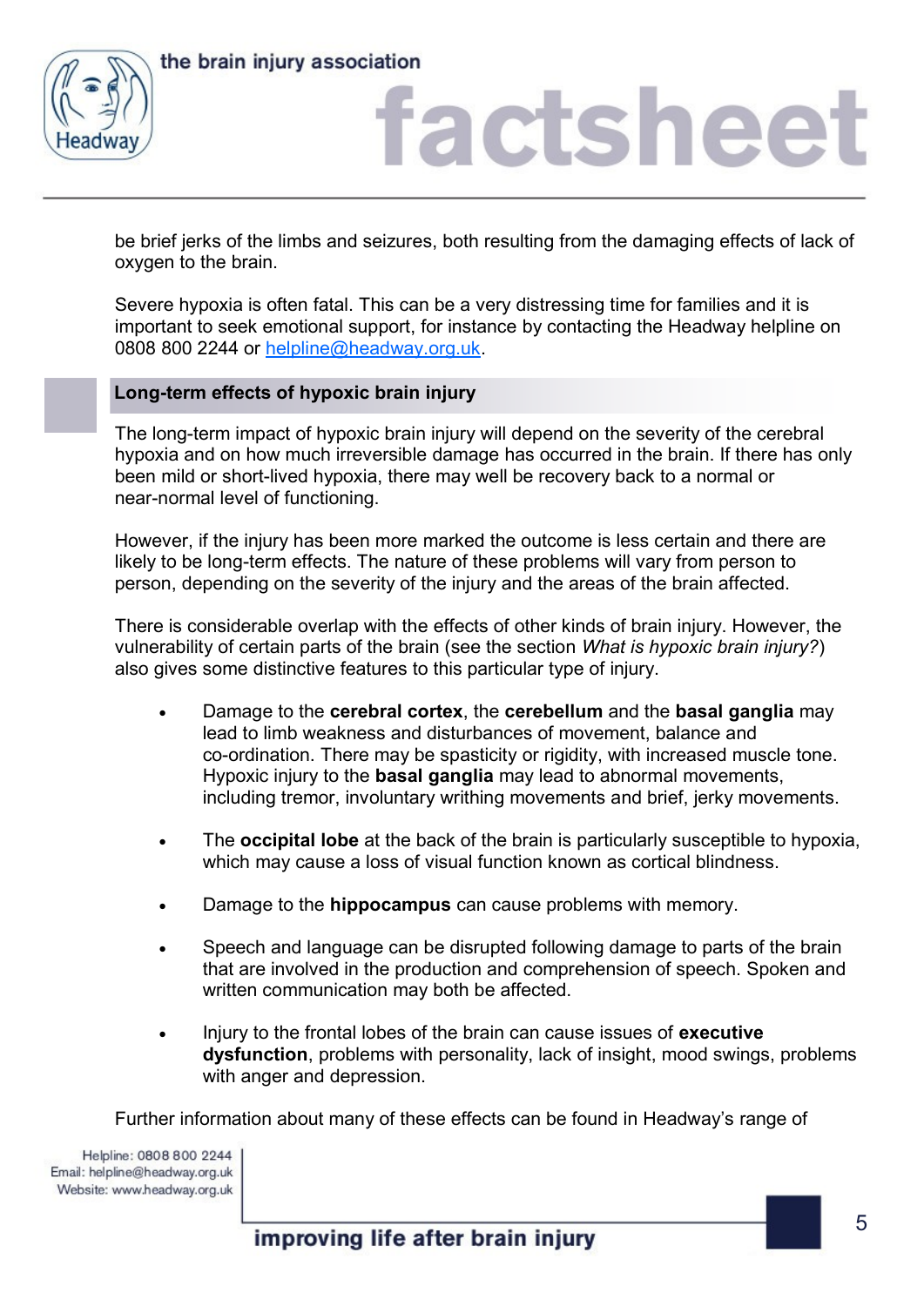be brief jerks of the limbs and seizures, both resulting from the damaging effects of lack of oxygen to the brain.

Severe hypoxia is often fatal. This can be a very distressing time for families and it is important to seek emotional support, for instance by contacting the Headway helpline on 0808 800 2244 or [helpline@headway.org.uk](mailto:helpline@headway.org.uk).

## Long-term effects of hypoxic brain injury

The long-term impact of hypoxic brain injury will depend on the severity of the cerebral hypoxia and on how much irreversible damage has occurred in the brain. If there has only been mild or short-lived hypoxia, there may well be recovery back to a normal or near-normal level of functioning.

However, if the injury has been more marked the outcome is less certain and there are likely to be long-term effects. The nature of these problems will vary from person to person, depending on the severity of the injury and the areas of the brain affected.

There is considerable overlap with the effects of other kinds of brain injury. However, the vulnerability of certain parts of the brain (see the section *What is hypoxic brain injury?*) also gives some distinctive features to this particular type of injury.

- Damage to the **cerebral cortex**, the **cerebellum** and the **basal ganglia** may lead to limb weakness and disturbances of movement, balance and co-ordination. There may be spasticity or rigidity, with increased muscle tone. Hypoxic injury to the **basal ganglia** may lead to abnormal movements, including tremor, involuntary writhing movements and brief, jerky movements.

- The **occipital lobe** at the back of the brain is particularly susceptible to hypoxia, which may cause a loss of visual function known as cortical blindness.

- Damage to the **hippocampus** can cause problems with memory.

- Speech and language can be disrupted following damage to parts of the brain that are involved in the production and comprehension of speech. Spoken and written communication may both be affected.

- Injury to the frontal lobes of the brain can cause issues of **executive dysfunction**, problems with personality, lack of insight, mood swings, problems with anger and depression.

Further information about many of these effects can be found in Headway's range of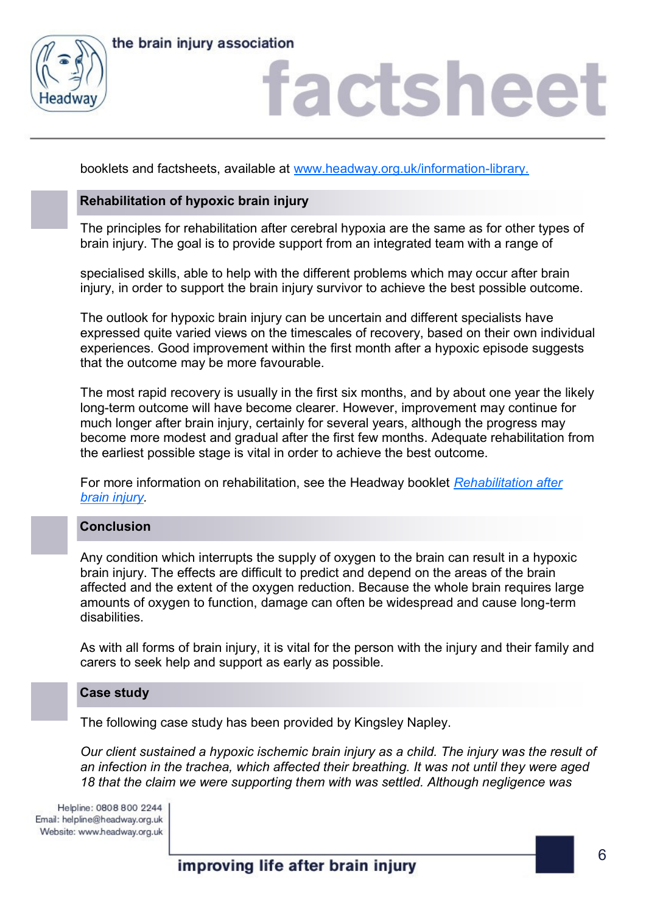booklets and factsheets, available at [www.headway.org.uk/information-library.](www.headway.org.uk/information-library)

## Rehabilitation of hypoxic brain injury

The principles for rehabilitation after cerebral hypoxia are the same as for other types of brain injury. The goal is to provide support from an integrated team with a range of specialised skills, able to help with the different problems which may occur after brain injury, in order to support the brain injury survivor to achieve the best possible outcome.

The outlook for hypoxic brain injury can be uncertain and different specialists have expressed quite varied views on the timescales of recovery, based on their own individual experiences. Good improvement within the first month after a hypoxic episode suggests that the outcome may be more favourable.

The most rapid recovery is usually in the first six months, and by about one year the likely long-term outcome will have become clearer. However, improvement may continue for much longer after brain injury, certainly for several years, although the progress may become more modest and gradual after the first few months. Adequate rehabilitation from the earliest possible stage is vital in order to achieve the best outcome.

For more information on rehabilitation, see the Headway booklet *Rehabilitation after brain injury*.

## Conclusion

Any condition which interrupts the supply of oxygen to the brain can result in a hypoxic brain injury. The effects are difficult to predict and depend on the areas of the brain affected and the extent of the oxygen reduction. Because the whole brain requires large amounts of oxygen to function, damage can often be widespread and cause long-term disabilities.

As with all forms of brain injury, it is vital for the person with the injury and their family and carers to seek help and support as early as possible.

## Case study

The following case study has been provided by Kingsley Napley.

*Our client sustained a hypoxic ischemic brain injury as a child. The injury was the result of an infection in the trachea, which affected their breathing. It was not until they were aged 18 that the claim we were supporting them with was settled. Although negligence was*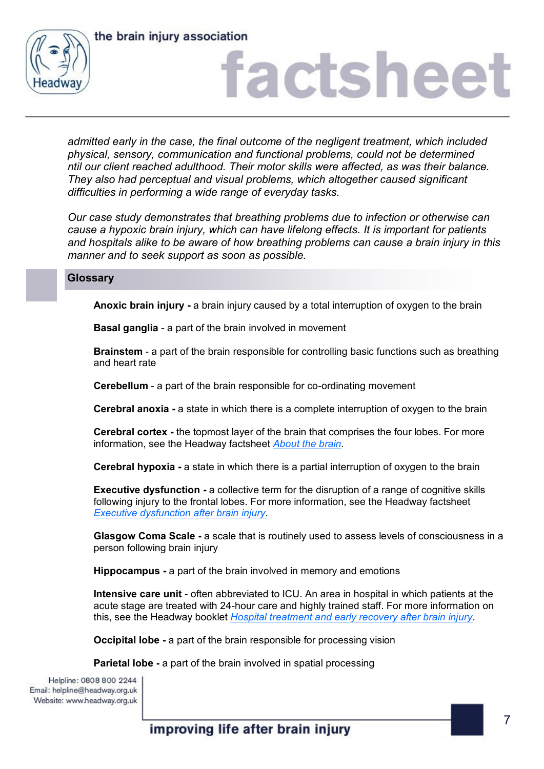*admitted early in the case, the final outcome of the negligent treatment, which included physical, sensory, communication and functional problems, could not be determined ntil our client reached adulthood. Their motor skills were affected, as was their balance. They also had perceptual and visual problems, which altogether caused significant difficulties in performing a wide range of everyday tasks.*

*Our case study demonstrates that breathing problems due to infection or otherwise can cause a hypoxic brain injury, which can have lifelong effects. It is important for patients and hospitals alike to be aware of how breathing problems can cause a brain injury in this manner and to seek support as soon as possible.*

## Glossary

**Anoxic brain injury -** a brain injury caused by a total interruption of oxygen to the brain

**Basal ganglia** - a part of the brain involved in movement

**Brainstem** - a part of the brain responsible for controlling basic functions such as breathing and heart rate

**Cerebellum** - a part of the brain responsible for co-ordinating movement

**Cerebral anoxia -** a state in which there is a complete interruption of oxygen to the brain

**Cerebral cortex -** the topmost layer of the brain that comprises the four lobes. For more information, see the Headway factsheet *About the brain*.

**Cerebral hypoxia -** a state in which there is a partial interruption of oxygen to the brain

**Executive dysfunction -** a collective term for the disruption of a range of cognitive skills following injury to the frontal lobes. For more information, see the Headway factsheet *Executive dysfunction after brain injury*.

**Glasgow Coma Scale -** a scale that is routinely used to assess levels of consciousness in a person following brain injury

**Hippocampus -** a part of the brain involved in memory and emotions

**Intensive care unit** - often abbreviated to ICU. An area in hospital in which patients at the acute stage are treated with 24-hour care and highly trained staff. For more information on this, see the Headway booklet *Hospital treatment and early recovery after brain injury*.

**Occipital lobe -** a part of the brain responsible for processing vision

**Parietal lobe -** a part of the brain involved in spatial processing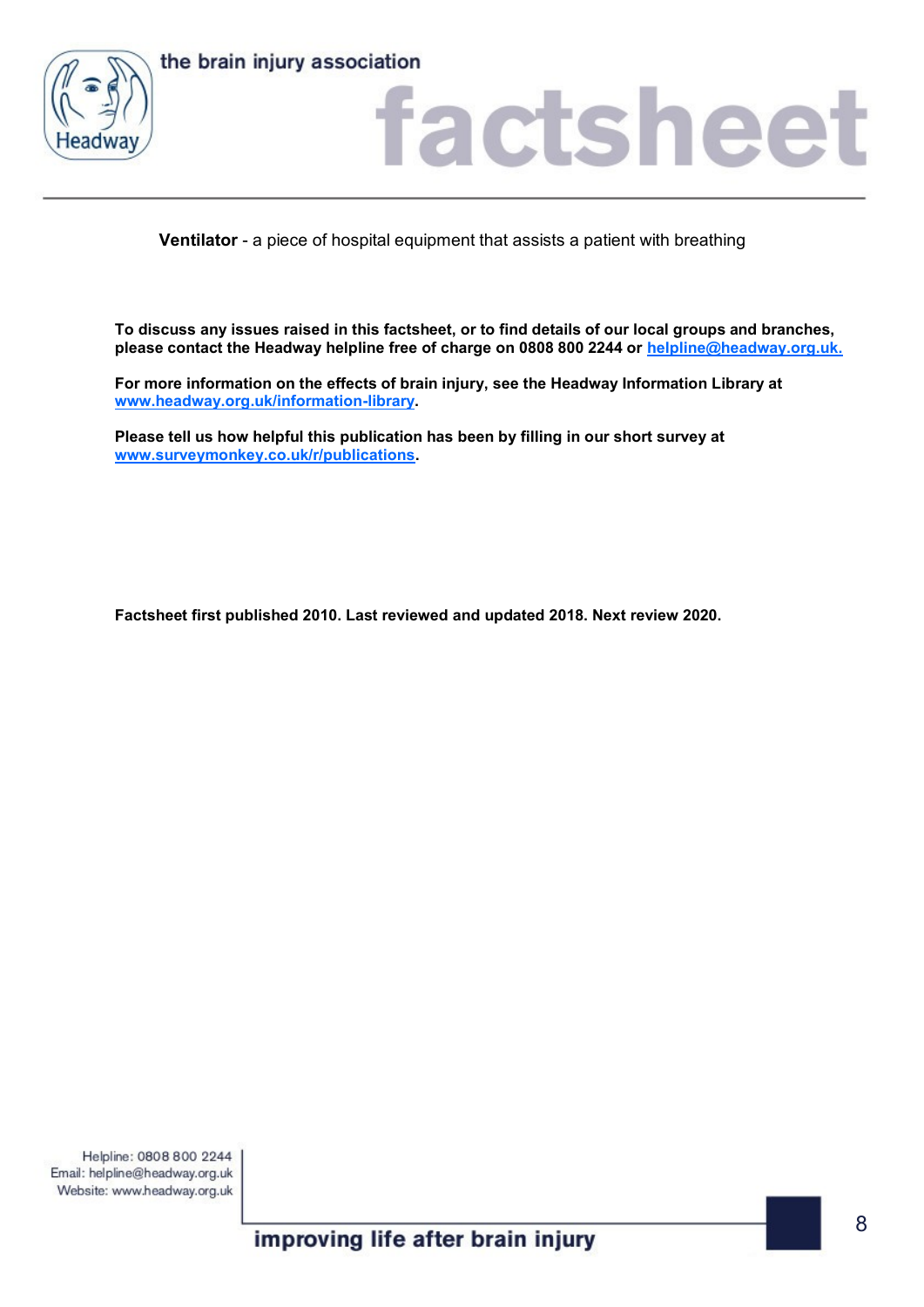**Ventilator** - a piece of hospital equipment that assists a patient with breathing

**To discuss any issues raised in this factsheet, or to find details of our local groups and branches, please contact the Headway helpline free of charge on 0808 800 2244 or helpline@headway.org.uk.**

**For more information on the effects of brain injury, see the Headway Information Library at www.headway.org.uk/information-library.**

**Please tell us how helpful this publication has been by filling in our short survey at www.surveymonkey.co.uk/r/publications.**

**Factsheet first published 2010. Last reviewed and updated 2018. Next review 2020.**